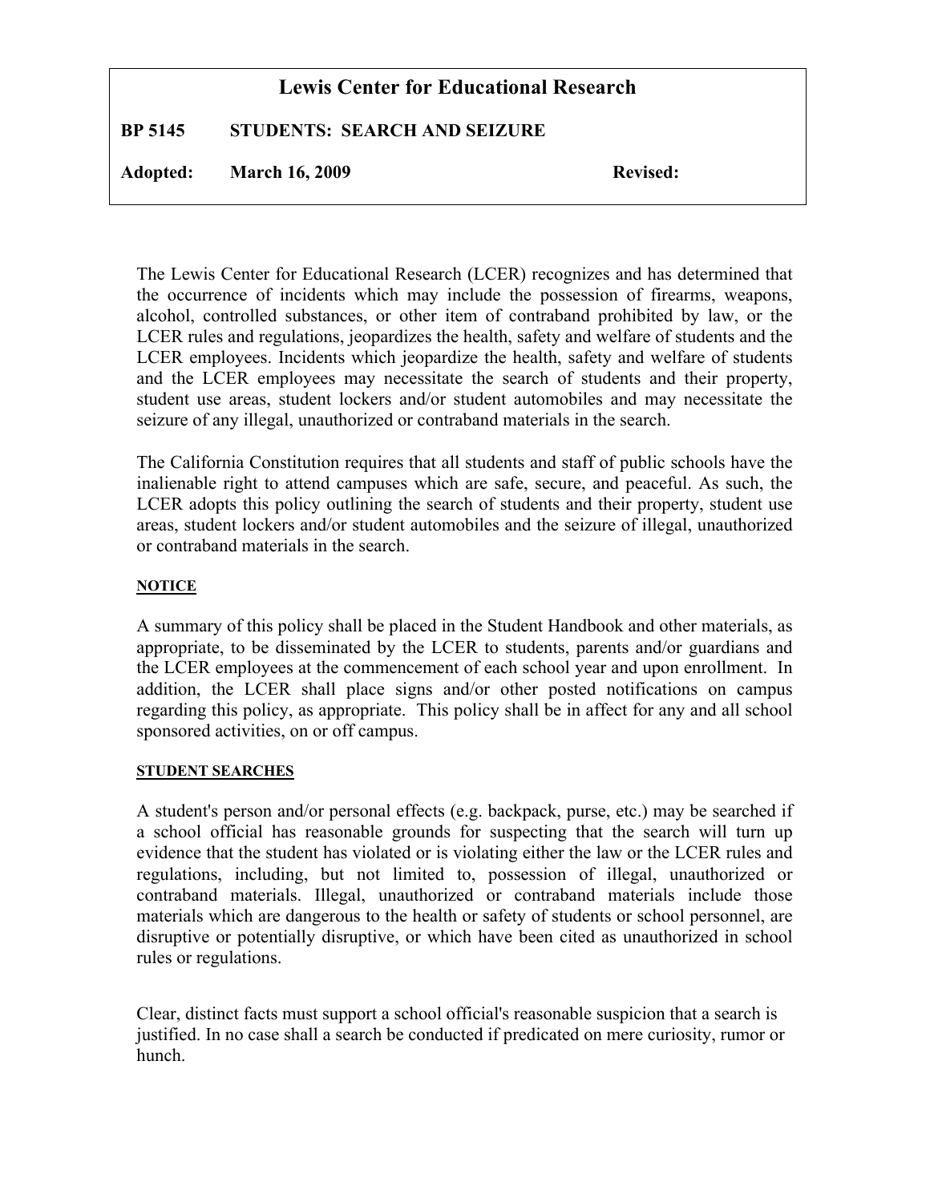# Lewis Center for Educational Research

**BP 5145 STUDENTS: SEARCH AND SEIZURE**

**Adopted: March 16, 2009 Revised:**

The Lewis Center for Educational Research (LCER) recognizes and has determined that the occurrence of incidents which may include the possession of firearms, weapons, alcohol, controlled substances, or other item of contraband prohibited by law, or the LCER rules and regulations, jeopardizes the health, safety and welfare of students and the LCER employees. Incidents which jeopardize the health, safety and welfare of students and the LCER employees may necessitate the search of students and their property, student use areas, student lockers and/or student automobiles and may necessitate the seizure of any illegal, unauthorized or contraband materials in the search.

The California Constitution requires that all students and staff of public schools have the inalienable right to attend campuses which are safe, secure, and peaceful. As such, the LCER adopts this policy outlining the search of students and their property, student use areas, student lockers and/or student automobiles and the seizure of illegal, unauthorized or contraband materials in the search.

## NOTICE

A summary of this policy shall be placed in the Student Handbook and other materials, as appropriate, to be disseminated by the LCER to students, parents and/or guardians and the LCER employees at the commencement of each school year and upon enrollment. In addition, the LCER shall place signs and/or other posted notifications on campus regarding this policy, as appropriate. This policy shall be in affect for any and all school sponsored activities, on or off campus.

## STUDENT SEARCHES

A student's person and/or personal effects (e.g. backpack, purse, etc.) may be searched if a school official has reasonable grounds for suspecting that the search will turn up evidence that the student has violated or is violating either the law or the LCER rules and regulations, including, but not limited to, possession of illegal, unauthorized or contraband materials. Illegal, unauthorized or contraband materials include those materials which are dangerous to the health or safety of students or school personnel, are disruptive or potentially disruptive, or which have been cited as unauthorized in school rules or regulations.

Clear, distinct facts must support a school official's reasonable suspicion that a search is justified. In no case shall a search be conducted if predicated on mere curiosity, rumor or hunch.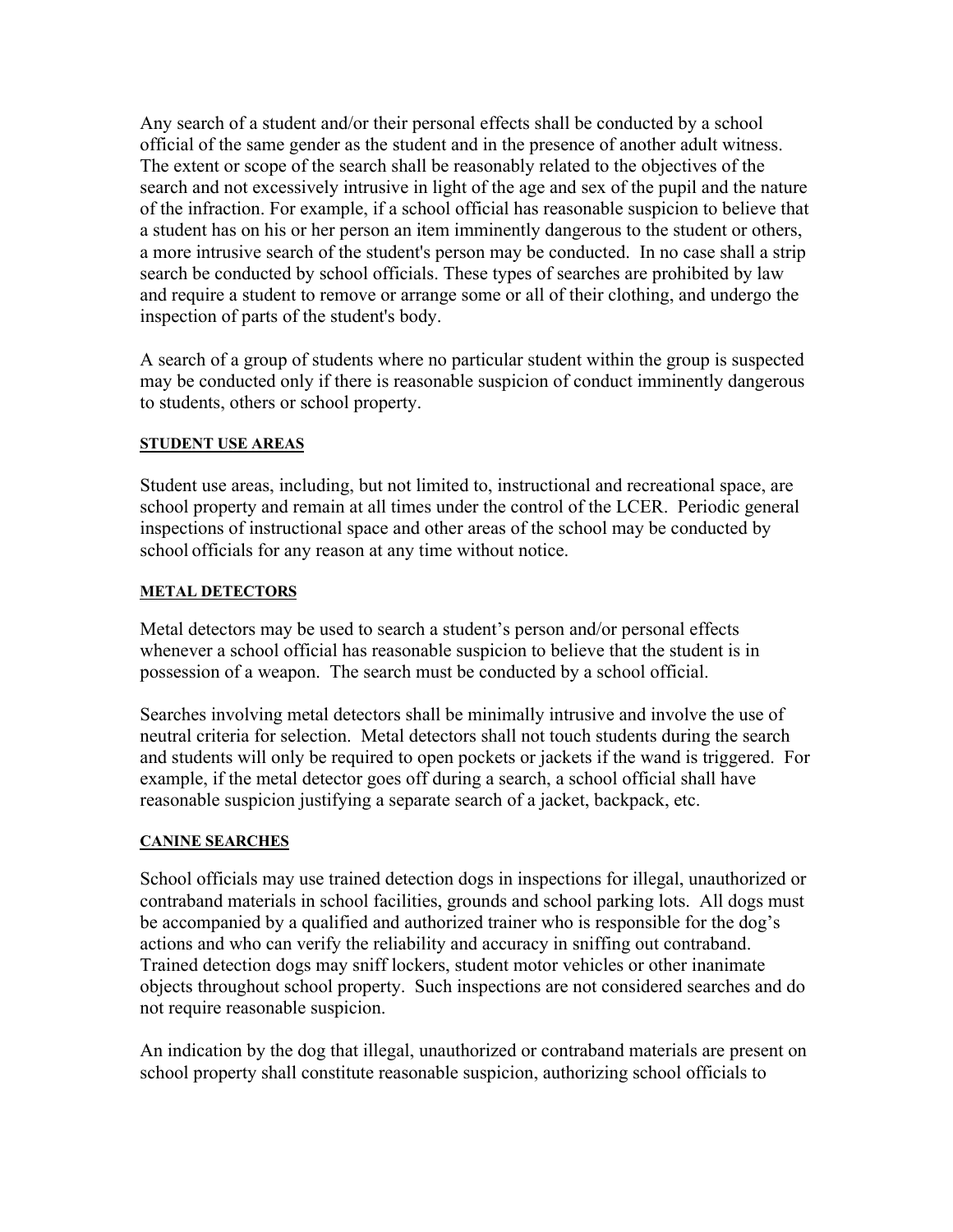Any search of a student and/or their personal effects shall be conducted by a school official of the same gender as the student and in the presence of another adult witness. The extent or scope of the search shall be reasonably related to the objectives of the search and not excessively intrusive in light of the age and sex of the pupil and the nature of the infraction. For example, if a school official has reasonable suspicion to believe that a student has on his or her person an item imminently dangerous to the student or others, a more intrusive search of the student's person may be conducted. In no case shall a strip search be conducted by school officials. These types of searches are prohibited by law and require a student to remove or arrange some or all of their clothing, and undergo the inspection of parts of the student's body.

A search of a group of students where no particular student within the group is suspected may be conducted only if there is reasonable suspicion of conduct imminently dangerous to students, others or school property.

#### STUDENT USE AREAS

Student use areas, including, but not limited to, instructional and recreational space, are school property and remain at all times under the control of the LCER. Periodic general inspections of instructional space and other areas of the school may be conducted by school officials for any reason at any time without notice.

#### METAL DETECTORS

Metal detectors may be used to search a student's person and/or personal effects whenever a school official has reasonable suspicion to believe that the student is in possession of a weapon. The search must be conducted by a school official.

Searches involving metal detectors shall be minimally intrusive and involve the use of neutral criteria for selection. Metal detectors shall not touch students during the search and students will only be required to open pockets or jackets if the wand is triggered. For example, if the metal detector goes off during a search, a school official shall have reasonable suspicion justifying a separate search of a jacket, backpack, etc.

#### CANINE SEARCHES

School officials may use trained detection dogs in inspections for illegal, unauthorized or contraband materials in school facilities, grounds and school parking lots. All dogs must be accompanied by a qualified and authorized trainer who is responsible for the dog's actions and who can verify the reliability and accuracy in sniffing out contraband. Trained detection dogs may sniff lockers, student motor vehicles or other inanimate objects throughout school property. Such inspections are not considered searches and do not require reasonable suspicion.

An indication by the dog that illegal, unauthorized or contraband materials are present on school property shall constitute reasonable suspicion, authorizing school officials to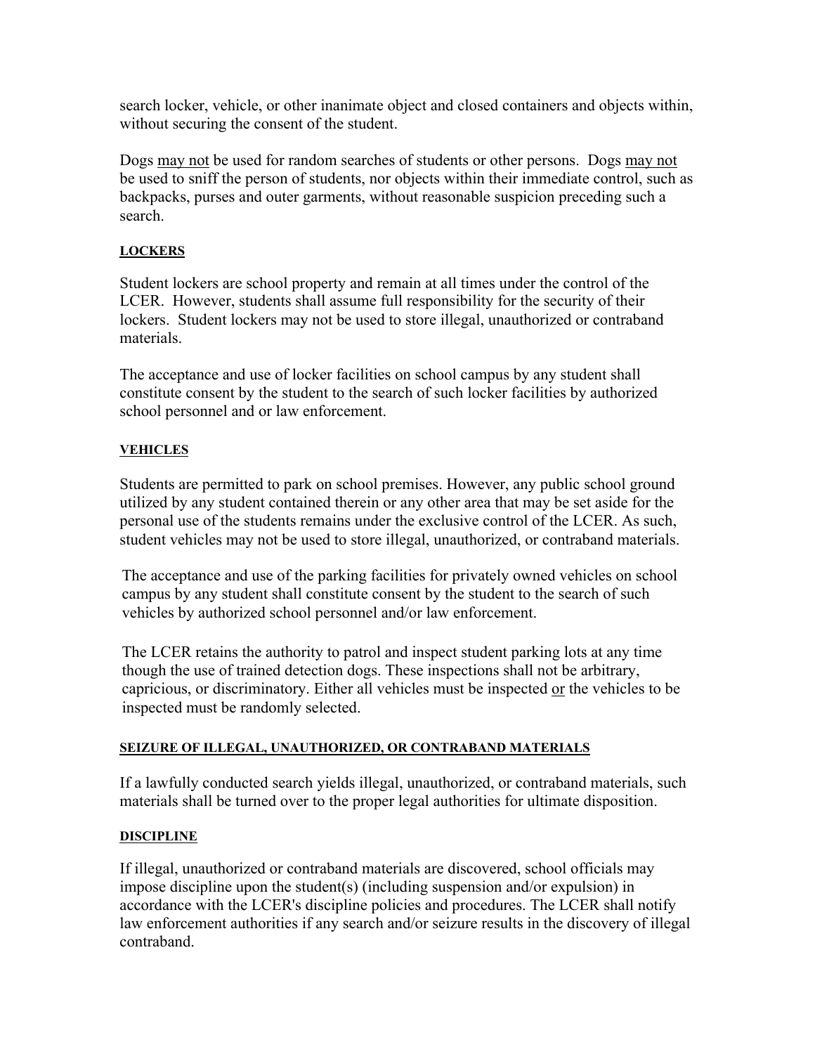search locker, vehicle, or other inanimate object and closed containers and objects within, without securing the consent of the student.

Dogs <u>may not</u> be used for random searches of students or other persons. Dogs <u>may not</u> be used to sniff the person of students, nor objects within their immediate control, such as backpacks, purses and outer garments, without reasonable suspicion preceding such a search.

**LOCKERS**

Student lockers are school property and remain at all times under the control of the LCER. However, students shall assume full responsibility for the security of their lockers. Student lockers may not be used to store illegal, unauthorized or contraband materials.

The acceptance and use of locker facilities on school campus by any student shall constitute consent by the student to the search of such locker facilities by authorized school personnel and or law enforcement.

**VEHICLES**

Students are permitted to park on school premises. However, any public school ground utilized by any student contained therein or any other area that may be set aside for the personal use of the students remains under the exclusive control of the LCER. As such, student vehicles may not be used to store illegal, unauthorized, or contraband materials.

The acceptance and use of the parking facilities for privately owned vehicles on school campus by any student shall constitute consent by the student to the search of such vehicles by authorized school personnel and/or law enforcement.

The LCER retains the authority to patrol and inspect student parking lots at any time though the use of trained detection dogs. These inspections shall not be arbitrary, capricious, or discriminatory. Either all vehicles must be inspected <u>or</u> the vehicles to be inspected must be randomly selected.

**SEIZURE OF ILLEGAL, UNAUTHORIZED, OR CONTRABAND MATERIALS**

If a lawfully conducted search yields illegal, unauthorized, or contraband materials, such materials shall be turned over to the proper legal authorities for ultimate disposition.

**DISCIPLINE**

If illegal, unauthorized or contraband materials are discovered, school officials may impose discipline upon the student(s) (including suspension and/or expulsion) in accordance with the LCER's discipline policies and procedures. The LCER shall notify law enforcement authorities if any search and/or seizure results in the discovery of illegal contraband.